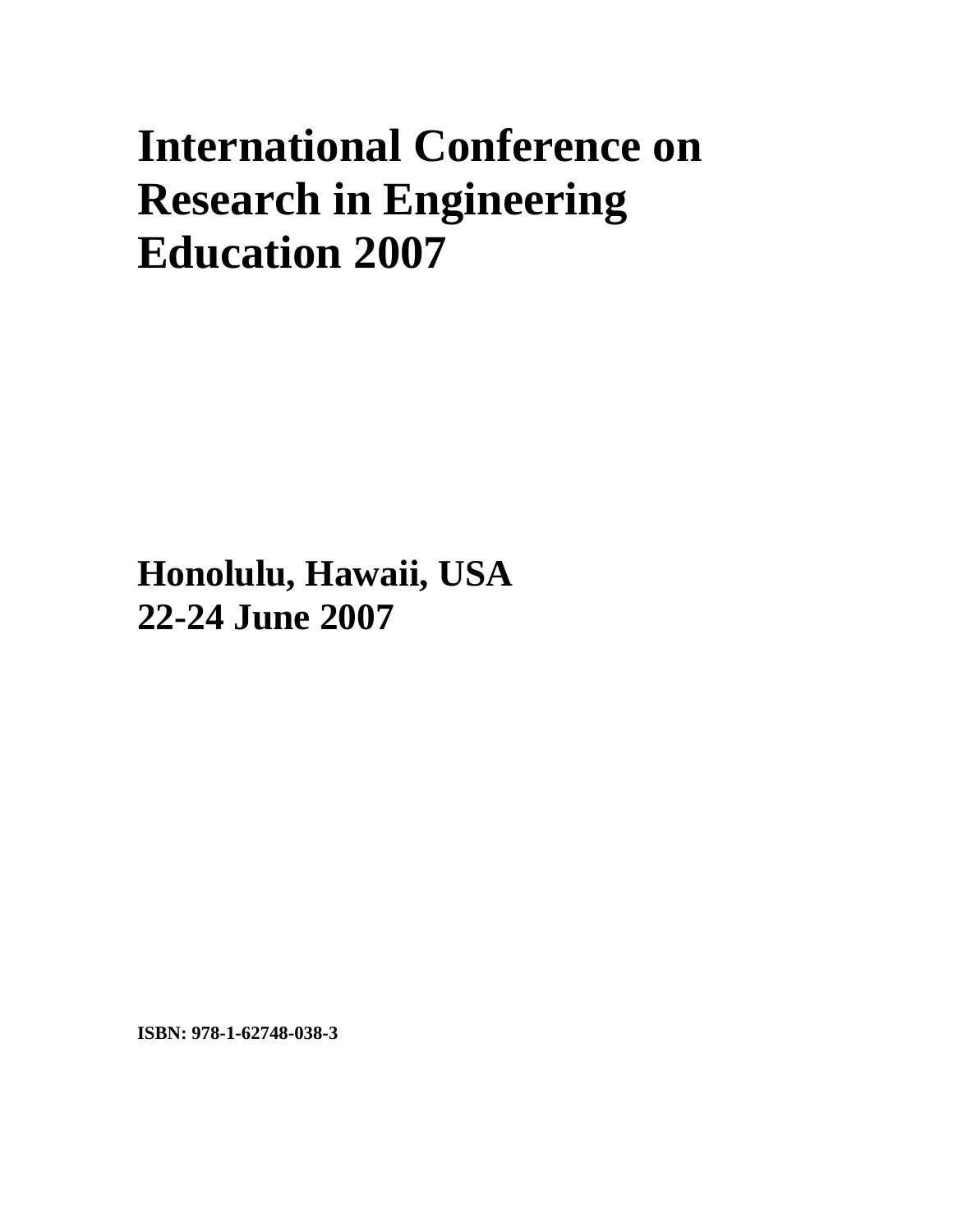# International Conference on Research in Engineering Education 2007

**Honolulu, Hawaii, USA**
**22-24 June 2007**

**ISBN: 978-1-62748-038-3**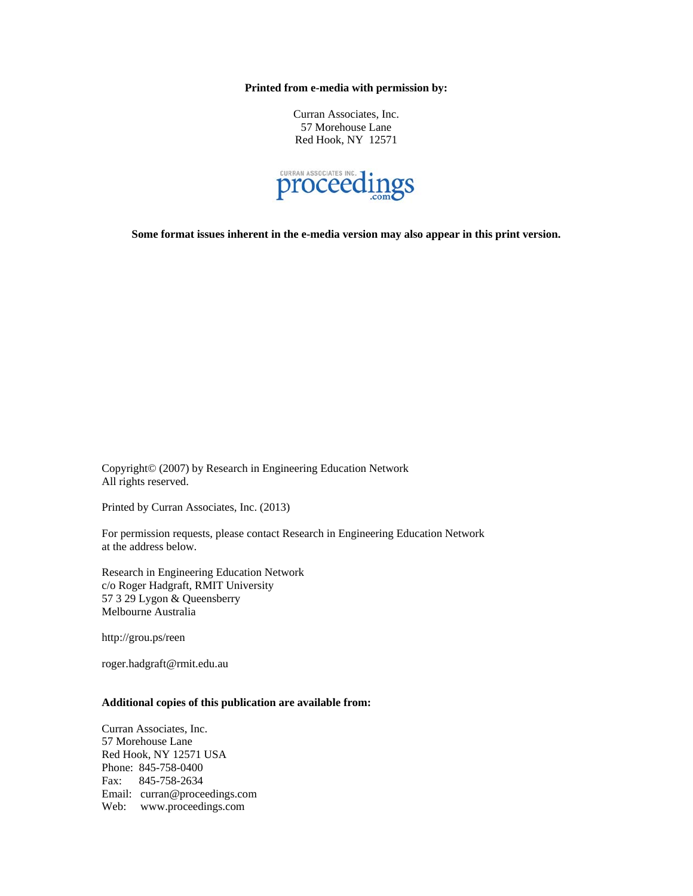**Printed from e-media with permission by:**

Curran Associates, Inc.
57 Morehouse Lane
Red Hook, NY 12571

**Some format issues inherent in the e-media version may also appear in this print version.**

Copyright© (2007) by Research in Engineering Education Network
All rights reserved.

Printed by Curran Associates, Inc. (2013)

For permission requests, please contact Research in Engineering Education Network at the address below.

Research in Engineering Education Network
c/o Roger Hadgraft, RMIT University
57 3 29 Lygon & Queensberry
Melbourne Australia

http://grou.ps/reen

roger.hadgraft@rmit.edu.au

**Additional copies of this publication are available from:**

Curran Associates, Inc.
57 Morehouse Lane
Red Hook, NY 12571 USA
Phone: 845-758-0400
Fax: 845-758-2634
Email: curran@proceedings.com
Web: www.proceedings.com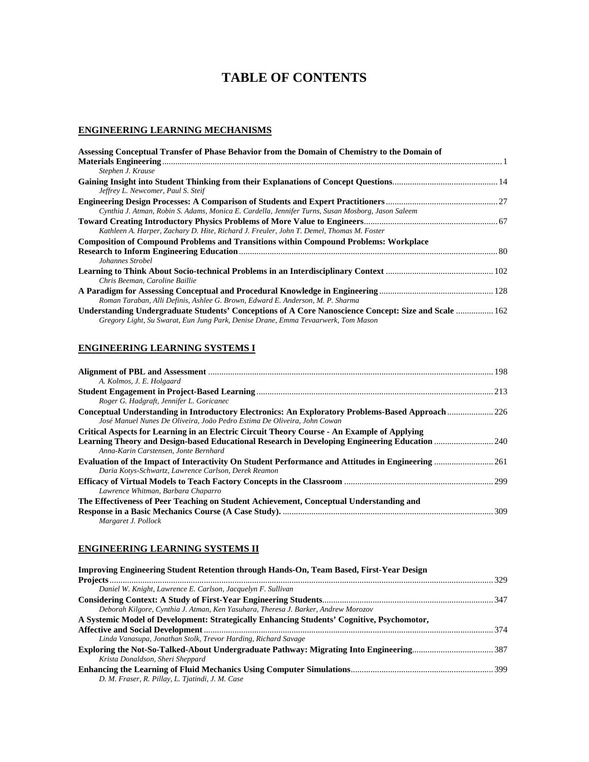# TABLE OF CONTENTS

## ENGINEERING LEARNING MECHANISMS

**Assessing Conceptual Transfer of Phase Behavior from the Domain of Chemistry to the Domain of Materials Engineering** ........ 1
*Stephen J. Krause*

**Gaining Insight into Student Thinking from their Explanations of Concept Questions** ........ 14
*Jeffrey L. Newcomer, Paul S. Steif*

**Engineering Design Processes: A Comparison of Students and Expert Practitioners** ........ 27
*Cynthia J. Atman, Robin S. Adams, Monica E. Cardella, Jennifer Turns, Susan Mosborg, Jason Saleem*

**Toward Creating Introductory Physics Problems of More Value to Engineers** ........ 67
*Kathleen A. Harper, Zachary D. Hite, Richard J. Freuler, John T. Demel, Thomas M. Foster*

**Composition of Compound Problems and Transitions within Compound Problems: Workplace Research to Inform Engineering Education** ........ 80
*Johannes Strobel*

**Learning to Think About Socio-technical Problems in an Interdisciplinary Context** ........ 102
*Chris Beeman, Caroline Baillie*

**A Paradigm for Assessing Conceptual and Procedural Knowledge in Engineering** ........ 128
*Roman Taraban, Alli Definis, Ashlee G. Brown, Edward E. Anderson, M. P. Sharma*

**Understanding Undergraduate Students' Conceptions of A Core Nanoscience Concept: Size and Scale** ........ 162
*Gregory Light, Su Swarat, Eun Jung Park, Denise Drane, Emma Tevaarwerk, Tom Mason*

## ENGINEERING LEARNING SYSTEMS I

**Alignment of PBL and Assessment** ........ 198
*A. Kolmos, J. E. Holgaard*

**Student Engagement in Project-Based Learning** ........ 213
*Roger G. Hadgraft, Jennifer L. Goricanec*

**Conceptual Understanding in Introductory Electronics: An Exploratory Problems-Based Approach** ........ 226
*José Manuel Nunes De Oliveira, João Pedro Estima De Oliveira, John Cowan*

**Critical Aspects for Learning in an Electric Circuit Theory Course - An Example of Applying Learning Theory and Design-based Educational Research in Developing Engineering Education** ........ 240
*Anna-Karin Carstensen, Jonte Bernhard*

**Evaluation of the Impact of Interactivity On Student Performance and Attitudes in Engineering** ........ 261
*Daria Kotys-Schwartz, Lawrence Carlson, Derek Reamon*

**Efficacy of Virtual Models to Teach Factory Concepts in the Classroom** ........ 299
*Lawrence Whitman, Barbara Chaparro*

**The Effectiveness of Peer Teaching on Student Achievement, Conceptual Understanding and Response in a Basic Mechanics Course (A Case Study).** ........ 309
*Margaret J. Pollock*

## ENGINEERING LEARNING SYSTEMS II

**Improving Engineering Student Retention through Hands-On, Team Based, First-Year Design Projects** ........ 329
*Daniel W. Knight, Lawrence E. Carlson, Jacquelyn F. Sullivan*

**Considering Context: A Study of First-Year Engineering Students** ........ 347
*Deborah Kilgore, Cynthia J. Atman, Ken Yasuhara, Theresa J. Barker, Andrew Morozov*

**A Systemic Model of Development: Strategically Enhancing Students' Cognitive, Psychomotor, Affective and Social Development** ........ 374
*Linda Vanasupa, Jonathan Stolk, Trevor Harding, Richard Savage*

**Exploring the Not-So-Talked-About Undergraduate Pathway: Migrating Into Engineering** ........ 387
*Krista Donaldson, Sheri Sheppard*

**Enhancing the Learning of Fluid Mechanics Using Computer Simulations** ........ 399
*D. M. Fraser, R. Pillay, L. Tjatindi, J. M. Case*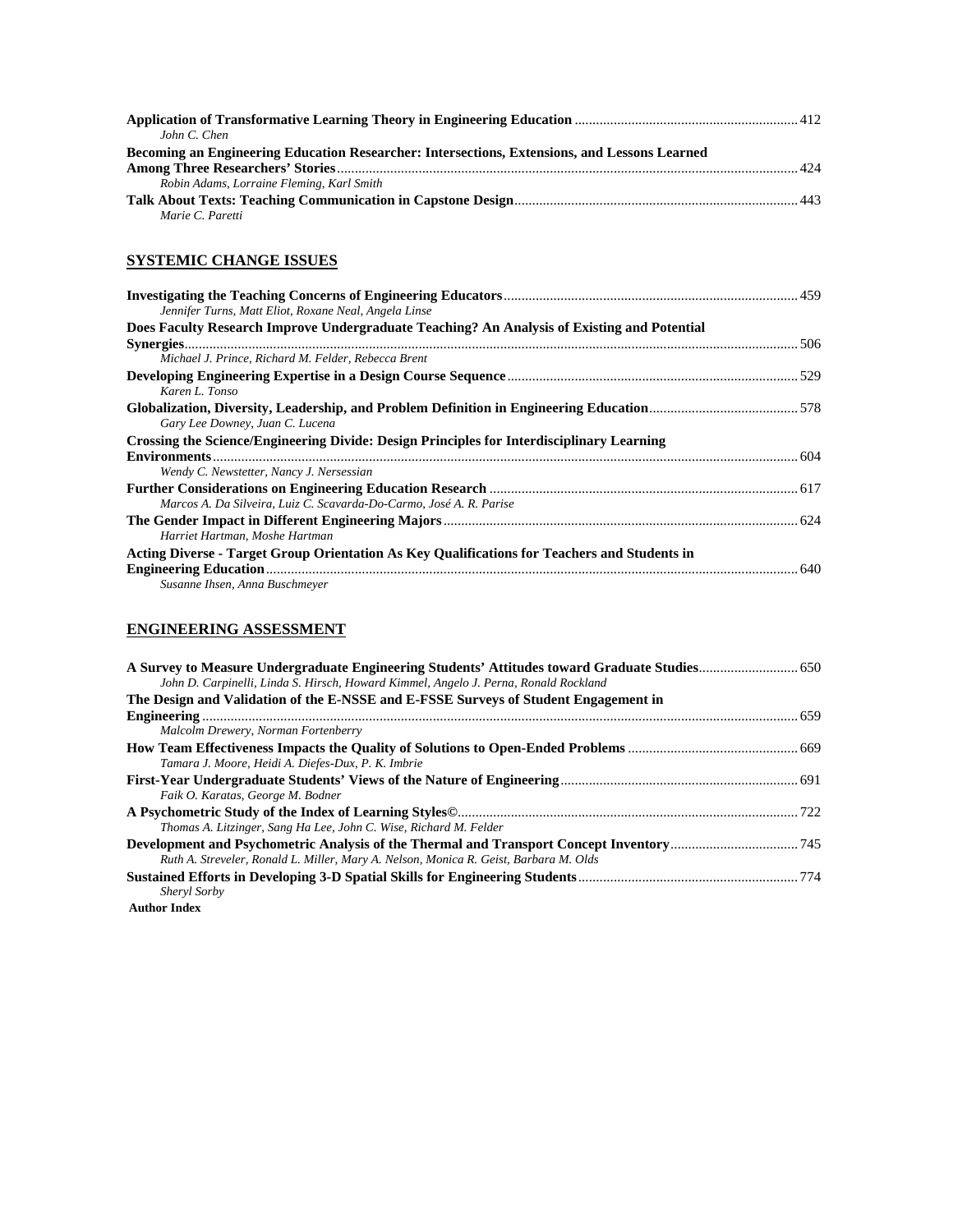**Application of Transformative Learning Theory in Engineering Education** .............................................................. 412
*John C. Chen*

**Becoming an Engineering Education Researcher: Intersections, Extensions, and Lessons Learned Among Three Researchers' Stories** ................................................................................................................................ 424
*Robin Adams, Lorraine Fleming, Karl Smith*

**Talk About Texts: Teaching Communication in Capstone Design** .............................................................................. 443
*Marie C. Paretti*

## SYSTEMIC CHANGE ISSUES

**Investigating the Teaching Concerns of Engineering Educators** ................................................................................. 459
*Jennifer Turns, Matt Eliot, Roxane Neal, Angela Linse*

**Does Faculty Research Improve Undergraduate Teaching? An Analysis of Existing and Potential Synergies** ........................................................................................................................................................... 506
*Michael J. Prince, Richard M. Felder, Rebecca Brent*

**Developing Engineering Expertise in a Design Course Sequence** ................................................................................ 529
*Karen L. Tonso*

**Globalization, Diversity, Leadership, and Problem Definition in Engineering Education** ......................................... 578
*Gary Lee Downey, Juan C. Lucena*

**Crossing the Science/Engineering Divide: Design Principles for Interdisciplinary Learning Environments** ................................................................................................................................................... 604
*Wendy C. Newstetter, Nancy J. Nersessian*

**Further Considerations on Engineering Education Research** ..................................................................................... 617
*Marcos A. Da Silveira, Luiz C. Scavarda-Do-Carmo, José A. R. Parise*

**The Gender Impact in Different Engineering Majors** .................................................................................................. 624
*Harriet Hartman, Moshe Hartman*

**Acting Diverse - Target Group Orientation As Key Qualifications for Teachers and Students in Engineering Education** ................................................................................................................................................... 640
*Susanne Ihsen, Anna Buschmeyer*

## ENGINEERING ASSESSMENT

**A Survey to Measure Undergraduate Engineering Students' Attitudes toward Graduate Studies** ........................... 650
*John D. Carpinelli, Linda S. Hirsch, Howard Kimmel, Angelo J. Perna, Ronald Rockland*

**The Design and Validation of the E-NSSE and E-FSSE Surveys of Student Engagement in Engineering** ...................................................................................................................................................... 659
*Malcolm Drewery, Norman Fortenberry*

**How Team Effectiveness Impacts the Quality of Solutions to Open-Ended Problems** ............................................... 669
*Tamara J. Moore, Heidi A. Diefes-Dux, P. K. Imbrie*

**First-Year Undergraduate Students' Views of the Nature of Engineering** .................................................................. 691
*Faik O. Karatas, George M. Bodner*

**A Psychometric Study of the Index of Learning Styles©** ............................................................................................. 722
*Thomas A. Litzinger, Sang Ha Lee, John C. Wise, Richard M. Felder*

**Development and Psychometric Analysis of the Thermal and Transport Concept Inventory** ................................... 745
*Ruth A. Streveler, Ronald L. Miller, Mary A. Nelson, Monica R. Geist, Barbara M. Olds*

**Sustained Efforts in Developing 3-D Spatial Skills for Engineering Students** ............................................................. 774
*Sheryl Sorby*

**Author Index**